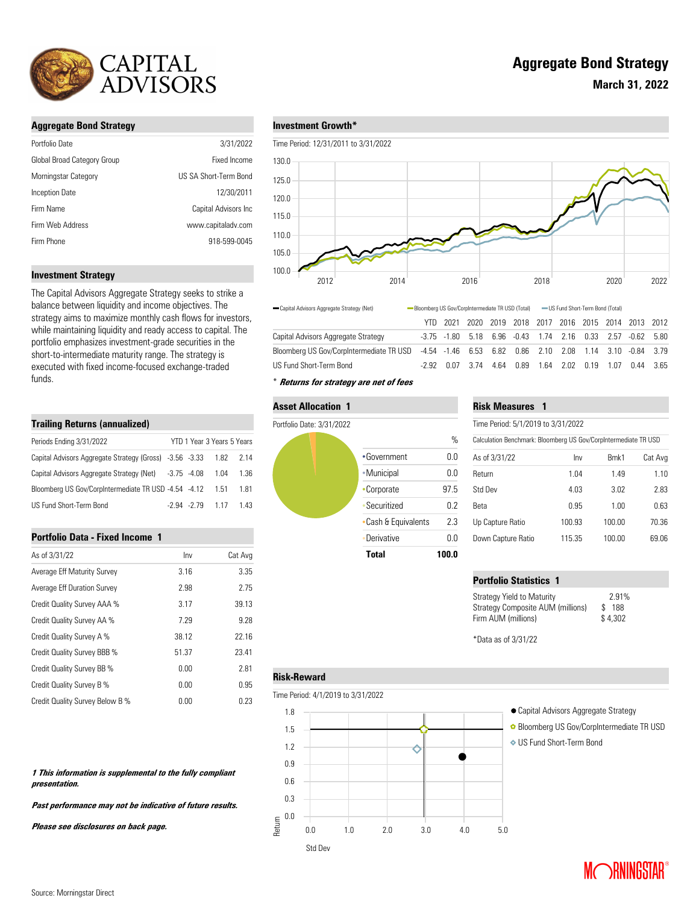# CAPITAL ADVISORS

# Aggregate Bond Strategy

**March 31, 2022**

## Aggregate Bond Strategy

| | |
|---|---|
| Portfolio Date | 3/31/2022 |
| Global Broad Category Group | Fixed Income |
| Morningstar Category | US SA Short-Term Bond |
| Inception Date | 12/30/2011 |
| Firm Name | Capital Advisors Inc |
| Firm Web Address | www.capitaladv.com |
| Firm Phone | 918-599-0045 |

## Investment Strategy

The Capital Advisors Aggregate Strategy seeks to strike a balance between liquidity and income objectives. The strategy aims to maximize monthly cash flows for investors, while maintaining liquidity and ready access to capital. The portfolio emphasizes investment-grade securities in the short-to-intermediate maturity range. The strategy is executed with fixed income-focused exchange-traded funds.

## Trailing Returns (annualized)

| Periods Ending 3/31/2022 | YTD | 1 Year | 3 Years | 5 Years |
|---|---|---|---|---|
| Capital Advisors Aggregate Strategy (Gross) | -3.56 | -3.33 | 1.82 | 2.14 |
| Capital Advisors Aggregate Strategy (Net) | -3.75 | -4.08 | 1.04 | 1.36 |
| Bloomberg US Gov/CorpIntermediate TR USD | -4.54 | -4.12 | 1.51 | 1.81 |
| US Fund Short-Term Bond | -2.94 | -2.79 | 1.17 | 1.43 |

## Portfolio Data - Fixed Income 1

| As of 3/31/22 | Inv | Cat Avg |
|---|---|---|
| Average Eff Maturity Survey | 3.16 | 3.35 |
| Average Eff Duration Survey | 2.98 | 2.75 |
| Credit Quality Survey AAA % | 3.17 | 39.13 |
| Credit Quality Survey AA % | 7.29 | 9.28 |
| Credit Quality Survey A % | 38.12 | 22.16 |
| Credit Quality Survey BBB % | 51.37 | 23.41 |
| Credit Quality Survey BB % | 0.00 | 2.81 |
| Credit Quality Survey B % | 0.00 | 0.95 |
| Credit Quality Survey Below B % | 0.00 | 0.23 |

***1 This information is supplemental to the fully compliant presentation.***

***Past performance may not be indicative of future results.***

***Please see disclosures on back page.***

## Investment Growth*

Time Period: 12/31/2011 to 3/31/2022

Legend: Capital Advisors Aggregate Strategy (Net); Bloomberg US Gov/CorpIntermediate TR USD (Total); US Fund Short-Term Bond (Total)

| | YTD | 2021 | 2020 | 2019 | 2018 | 2017 | 2016 | 2015 | 2014 | 2013 | 2012 |
|---|---|---|---|---|---|---|---|---|---|---|---|
| Capital Advisors Aggregate Strategy | -3.75 | -1.80 | 5.18 | 6.96 | -0.43 | 1.74 | 2.16 | 0.33 | 2.57 | -0.62 | 5.80 |
| Bloomberg US Gov/CorpIntermediate TR USD | -4.54 | -1.46 | 6.53 | 6.82 | 0.86 | 2.10 | 2.08 | 1.14 | 3.10 | -0.84 | 3.79 |
| US Fund Short-Term Bond | -2.92 | 0.07 | 3.74 | 4.64 | 0.89 | 1.64 | 2.02 | 0.19 | 1.07 | 0.44 | 3.65 |

*** Returns for strategy are net of fees***

## Asset Allocation 1

Portfolio Date: 3/31/2022

| | % |
|---|---|
| Government | 0.0 |
| Municipal | 0.0 |
| Corporate | 97.5 |
| Securitized | 0.2 |
| Cash & Equivalents | 2.3 |
| Derivative | 0.0 |
| **Total** | **100.0** |

## Risk Measures 1

Time Period: 5/1/2019 to 3/31/2022

Calculation Benchmark: Bloomberg US Gov/CorpIntermediate TR USD

| As of 3/31/22 | Inv | Bmk1 | Cat Avg |
|---|---|---|---|
| Return | 1.04 | 1.49 | 1.10 |
| Std Dev | 4.03 | 3.02 | 2.83 |
| Beta | 0.95 | 1.00 | 0.63 |
| Up Capture Ratio | 100.93 | 100.00 | 70.36 |
| Down Capture Ratio | 115.35 | 100.00 | 69.06 |

## Portfolio Statistics 1

| | |
|---|---|
| Strategy Yield to Maturity | 2.91% |
| Strategy Composite AUM (millions) | $ 188 |
| Firm AUM (millions) | $ 4,302 |

*Data as of 3/31/22

## Risk-Reward

Time Period: 4/1/2019 to 3/31/2022

Legend: Capital Advisors Aggregate Strategy; Bloomberg US Gov/CorpIntermediate TR USD; US Fund Short-Term Bond

Source: Morningstar Direct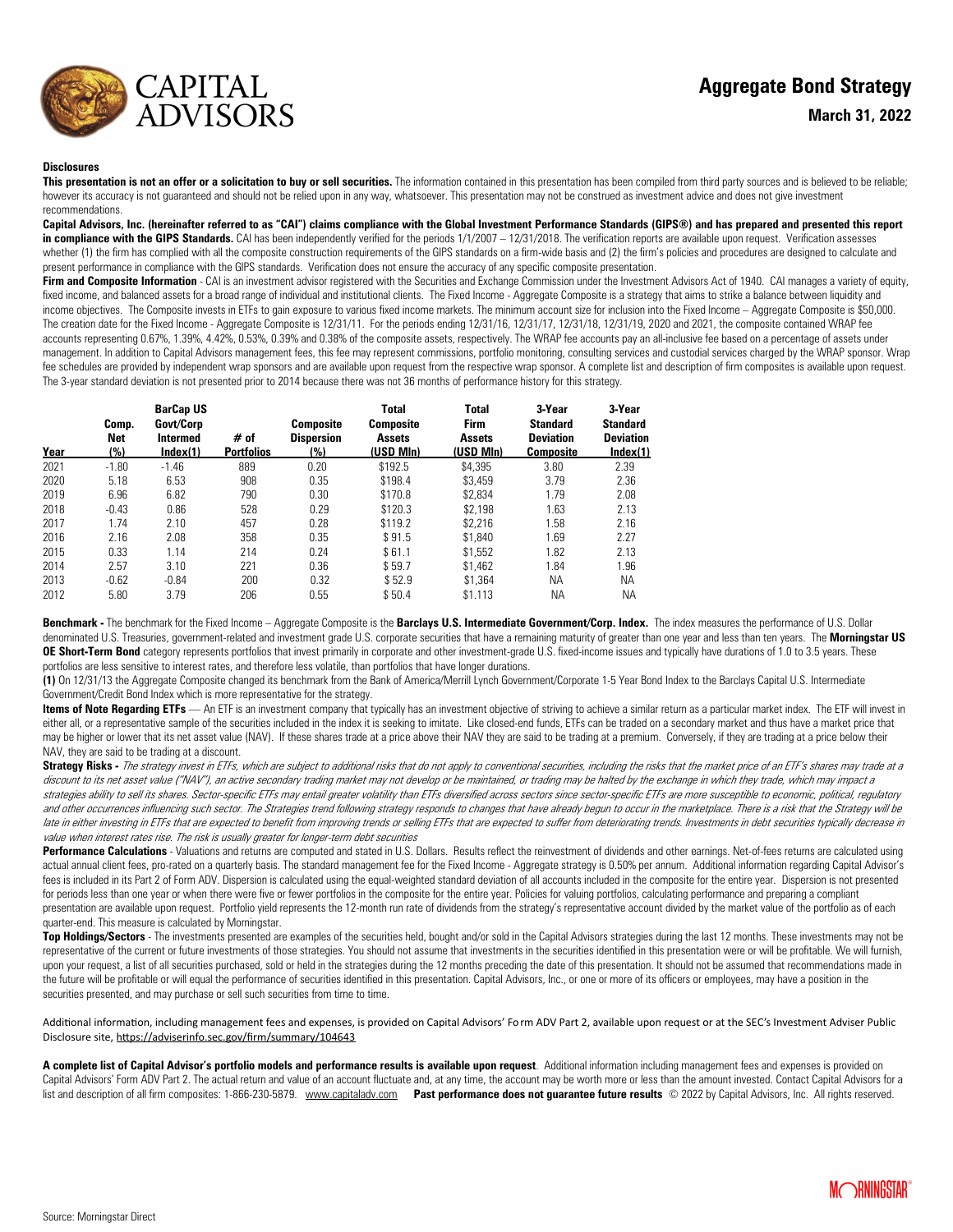# Aggregate Bond Strategy

**March 31, 2022**

**Disclosures**

**This presentation is not an offer or a solicitation to buy or sell securities.** The information contained in this presentation has been compiled from third party sources and is believed to be reliable; however its accuracy is not guaranteed and should not be relied upon in any way, whatsoever. This presentation may not be construed as investment advice and does not give investment recommendations.

**Capital Advisors, Inc. (hereinafter referred to as "CAI") claims compliance with the Global Investment Performance Standards (GIPS®) and has prepared and presented this report in compliance with the GIPS Standards.** CAI has been independently verified for the periods 1/1/2007 – 12/31/2018. The verification reports are available upon request. Verification assesses whether (1) the firm has complied with all the composite construction requirements of the GIPS standards on a firm-wide basis and (2) the firm's policies and procedures are designed to calculate and present performance in compliance with the GIPS standards. Verification does not ensure the accuracy of any specific composite presentation.

**Firm and Composite Information** - CAI is an investment advisor registered with the Securities and Exchange Commission under the Investment Advisors Act of 1940. CAI manages a variety of equity, fixed income, and balanced assets for a broad range of individual and institutional clients. The Fixed Income - Aggregate Composite is a strategy that aims to strike a balance between liquidity and income objectives. The Composite invests in ETFs to gain exposure to various fixed income markets. The minimum account size for inclusion into the Fixed Income – Aggregate Composite is $50,000. The creation date for the Fixed Income - Aggregate Composite is 12/31/11. For the periods ending 12/31/16, 12/31/17, 12/31/18, 12/31/19, 2020 and 2021, the composite contained WRAP fee accounts representing 0.67%, 1.39%, 4.42%, 0.53%, 0.39% and 0.38% of the composite assets, respectively. The WRAP fee accounts pay an all-inclusive fee based on a percentage of assets under management. In addition to Capital Advisors management fees, this fee may represent commissions, portfolio monitoring, consulting services and custodial services charged by the WRAP sponsor. Wrap fee schedules are provided by independent wrap sponsors and are available upon request from the respective wrap sponsor. A complete list and description of firm composites is available upon request. The 3-year standard deviation is not presented prior to 2014 because there was not 36 months of performance history for this strategy.

| Year | Comp. Net (%) | BarCap US Govt/Corp Intermed Index(1) | # of Portfolios | Composite Dispersion (%) | Total Composite Assets (USD Mln) | Total Firm Assets (USD Mln) | 3-Year Standard Deviation Composite | 3-Year Standard Deviation Index(1) |
|---|---|---|---|---|---|---|---|---|
| 2021 | -1.80 | -1.46 | 889 | 0.20 | $192.5 | $4,395 | 3.80 | 2.39 |
| 2020 | 5.18 | 6.53 | 908 | 0.35 | $198.4 | $3,459 | 3.79 | 2.36 |
| 2019 | 6.96 | 6.82 | 790 | 0.30 | $170.8 | $2,834 | 1.79 | 2.08 |
| 2018 | -0.43 | 0.86 | 528 | 0.29 | $120.3 | $2,198 | 1.63 | 2.13 |
| 2017 | 1.74 | 2.10 | 457 | 0.28 | $119.2 | $2,216 | 1.58 | 2.16 |
| 2016 | 2.16 | 2.08 | 358 | 0.35 | $ 91.5 | $1,840 | 1.69 | 2.27 |
| 2015 | 0.33 | 1.14 | 214 | 0.24 | $ 61.1 | $1,552 | 1.82 | 2.13 |
| 2014 | 2.57 | 3.10 | 221 | 0.36 | $ 59.7 | $1,462 | 1.84 | 1.96 |
| 2013 | -0.62 | -0.84 | 200 | 0.32 | $ 52.9 | $1,364 | NA | NA |
| 2012 | 5.80 | 3.79 | 206 | 0.55 | $ 50.4 | $1.113 | NA | NA |

**Benchmark -** The benchmark for the Fixed Income – Aggregate Composite is the **Barclays U.S. Intermediate Government/Corp. Index.** The index measures the performance of U.S. Dollar denominated U.S. Treasuries, government-related and investment grade U.S. corporate securities that have a remaining maturity of greater than one year and less than ten years. The **Morningstar US OE Short-Term Bond** category represents portfolios that invest primarily in corporate and other investment-grade U.S. fixed-income issues and typically have durations of 1.0 to 3.5 years. These portfolios are less sensitive to interest rates, and therefore less volatile, than portfolios that have longer durations.

**(1)** On 12/31/13 the Aggregate Composite changed its benchmark from the Bank of America/Merrill Lynch Government/Corporate 1-5 Year Bond Index to the Barclays Capital U.S. Intermediate Government/Credit Bond Index which is more representative for the strategy.

**Items of Note Regarding ETFs** — An ETF is an investment company that typically has an investment objective of striving to achieve a similar return as a particular market index. The ETF will invest in either all, or a representative sample of the securities included in the index it is seeking to imitate. Like closed-end funds, ETFs can be traded on a secondary market and thus have a market price that may be higher or lower that its net asset value (NAV). If these shares trade at a price above their NAV they are said to be trading at a premium. Conversely, if they are trading at a price below their NAV, they are said to be trading at a discount.

**Strategy Risks -** *The strategy invest in ETFs, which are subject to additional risks that do not apply to conventional securities, including the risks that the market price of an ETF's shares may trade at a discount to its net asset value ("NAV"), an active secondary trading market may not develop or be maintained, or trading may be halted by the exchange in which they trade, which may impact a strategies ability to sell its shares. Sector-specific ETFs may entail greater volatility than ETFs diversified across sectors since sector-specific ETFs are more susceptible to economic, political, regulatory and other occurrences influencing such sector. The Strategies trend following strategy responds to changes that have already begun to occur in the marketplace. There is a risk that the Strategy will be late in either investing in ETFs that are expected to benefit from improving trends or selling ETFs that are expected to suffer from deteriorating trends. Investments in debt securities typically decrease in value when interest rates rise. The risk is usually greater for longer-term debt securities*

**Performance Calculations** - Valuations and returns are computed and stated in U.S. Dollars. Results reflect the reinvestment of dividends and other earnings. Net-of-fees returns are calculated using actual annual client fees, pro-rated on a quarterly basis. The standard management fee for the Fixed Income - Aggregate strategy is 0.50% per annum. Additional information regarding Capital Advisor's fees is included in its Part 2 of Form ADV. Dispersion is calculated using the equal-weighted standard deviation of all accounts included in the composite for the entire year. Dispersion is not presented for periods less than one year or when there were five or fewer portfolios in the composite for the entire year. Policies for valuing portfolios, calculating performance and preparing a compliant presentation are available upon request. Portfolio yield represents the 12-month run rate of dividends from the strategy's representative account divided by the market value of the portfolio as of each quarter-end. This measure is calculated by Morningstar.

**Top Holdings/Sectors** - The investments presented are examples of the securities held, bought and/or sold in the Capital Advisors strategies during the last 12 months. These investments may not be representative of the current or future investments of those strategies. You should not assume that investments in the securities identified in this presentation were or will be profitable. We will furnish, upon your request, a list of all securities purchased, sold or held in the strategies during the 12 months preceding the date of this presentation. It should not be assumed that recommendations made in the future will be profitable or will equal the performance of securities identified in this presentation. Capital Advisors, Inc., or one or more of its officers or employees, may have a position in the securities presented, and may purchase or sell such securities from time to time.

Additional information, including management fees and expenses, is provided on Capital Advisors' Form ADV Part 2, available upon request or at the SEC's Investment Adviser Public Disclosure site, https://adviserinfo.sec.gov/firm/summary/104643

**A complete list of Capital Advisor's portfolio models and performance results is available upon request**. Additional information including management fees and expenses is provided on Capital Advisors' Form ADV Part 2. The actual return and value of an account fluctuate and, at any time, the account may be worth more or less than the amount invested. Contact Capital Advisors for a list and description of all firm composites: 1-866-230-5879. www.capitaladv.com **Past performance does not guarantee future results** © 2022 by Capital Advisors, Inc. All rights reserved.

Source: Morningstar Direct